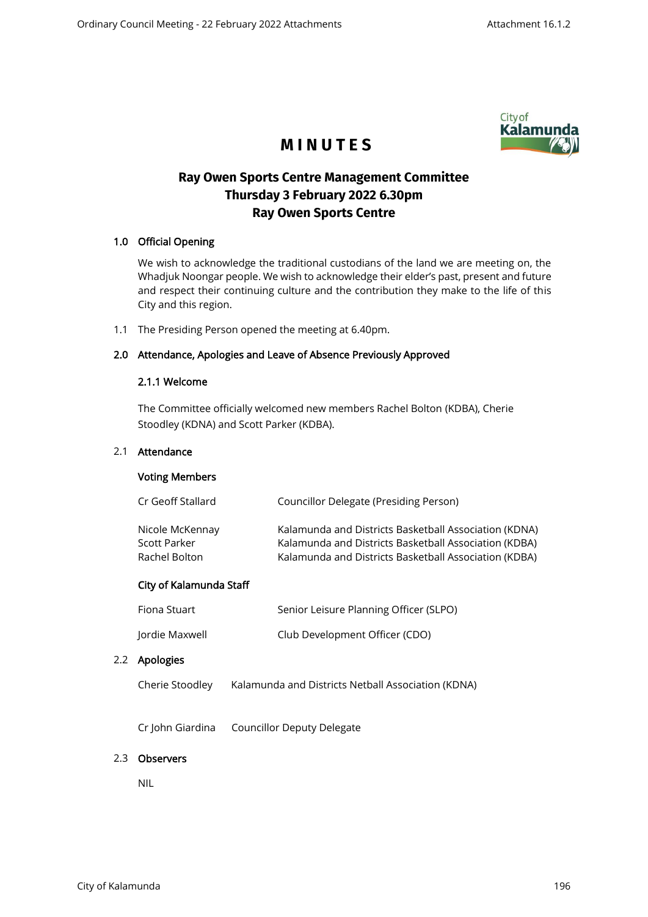# MINUTES

## Ray Owen Sports Centre Management Committee
## Thursday 3 February 2022 6.30pm
## Ray Owen Sports Centre

### 1.0 Official Opening

We wish to acknowledge the traditional custodians of the land we are meeting on, the Whadjuk Noongar people. We wish to acknowledge their elder's past, present and future and respect their continuing culture and the contribution they make to the life of this City and this region.

1.1 The Presiding Person opened the meeting at 6.40pm.

### 2.0 Attendance, Apologies and Leave of Absence Previously Approved

#### 2.1.1 Welcome

The Committee officially welcomed new members Rachel Bolton (KDBA), Cherie Stoodley (KDNA) and Scott Parker (KDBA).

#### 2.1 Attendance

**Voting Members**

| | |
|---|---|
| Cr Geoff Stallard | Councillor Delegate (Presiding Person) |
| Nicole McKennay | Kalamunda and Districts Basketball Association (KDNA) |
| Scott Parker | Kalamunda and Districts Basketball Association (KDBA) |
| Rachel Bolton | Kalamunda and Districts Basketball Association (KDBA) |

**City of Kalamunda Staff**

| | |
|---|---|
| Fiona Stuart | Senior Leisure Planning Officer (SLPO) |
| Jordie Maxwell | Club Development Officer (CDO) |

#### 2.2 Apologies

| | |
|---|---|
| Cherie Stoodley | Kalamunda and Districts Netball Association (KDNA) |
| Cr John Giardina | Councillor Deputy Delegate |

#### 2.3 Observers

NIL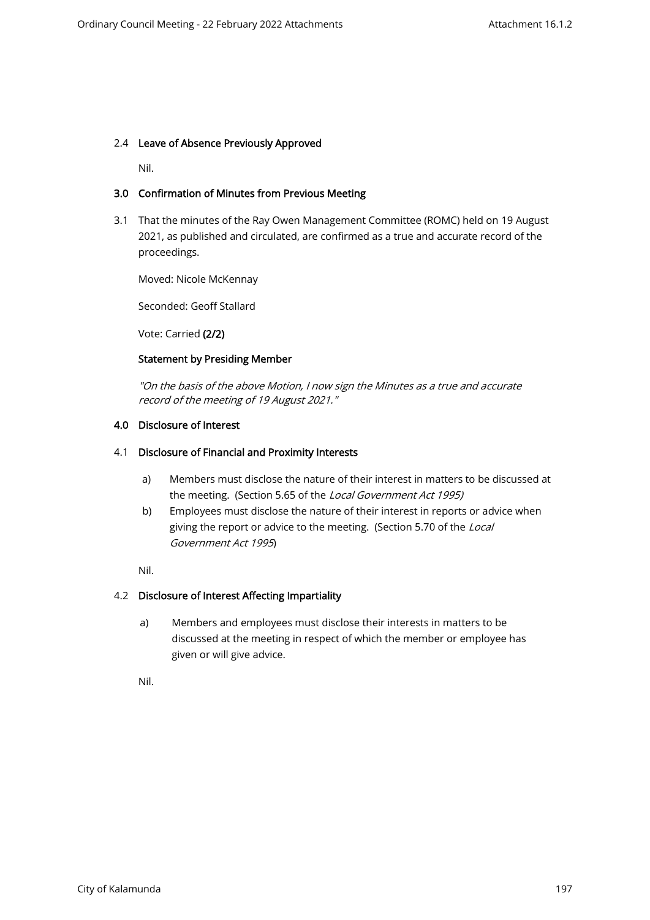2.4 **Leave of Absence Previously Approved**

Nil.

**3.0 Confirmation of Minutes from Previous Meeting**

3.1 That the minutes of the Ray Owen Management Committee (ROMC) held on 19 August 2021, as published and circulated, are confirmed as a true and accurate record of the proceedings.

Moved: Nicole McKennay

Seconded: Geoff Stallard

Vote: Carried **(2/2)**

**Statement by Presiding Member**

*"On the basis of the above Motion, I now sign the Minutes as a true and accurate record of the meeting of 19 August 2021."*

**4.0 Disclosure of Interest**

4.1 **Disclosure of Financial and Proximity Interests**

a) Members must disclose the nature of their interest in matters to be discussed at the meeting. (Section 5.65 of the *Local Government Act 1995)*

b) Employees must disclose the nature of their interest in reports or advice when giving the report or advice to the meeting. (Section 5.70 of the *Local Government Act 1995*)

Nil.

4.2 **Disclosure of Interest Affecting Impartiality**

a) Members and employees must disclose their interests in matters to be discussed at the meeting in respect of which the member or employee has given or will give advice.

Nil.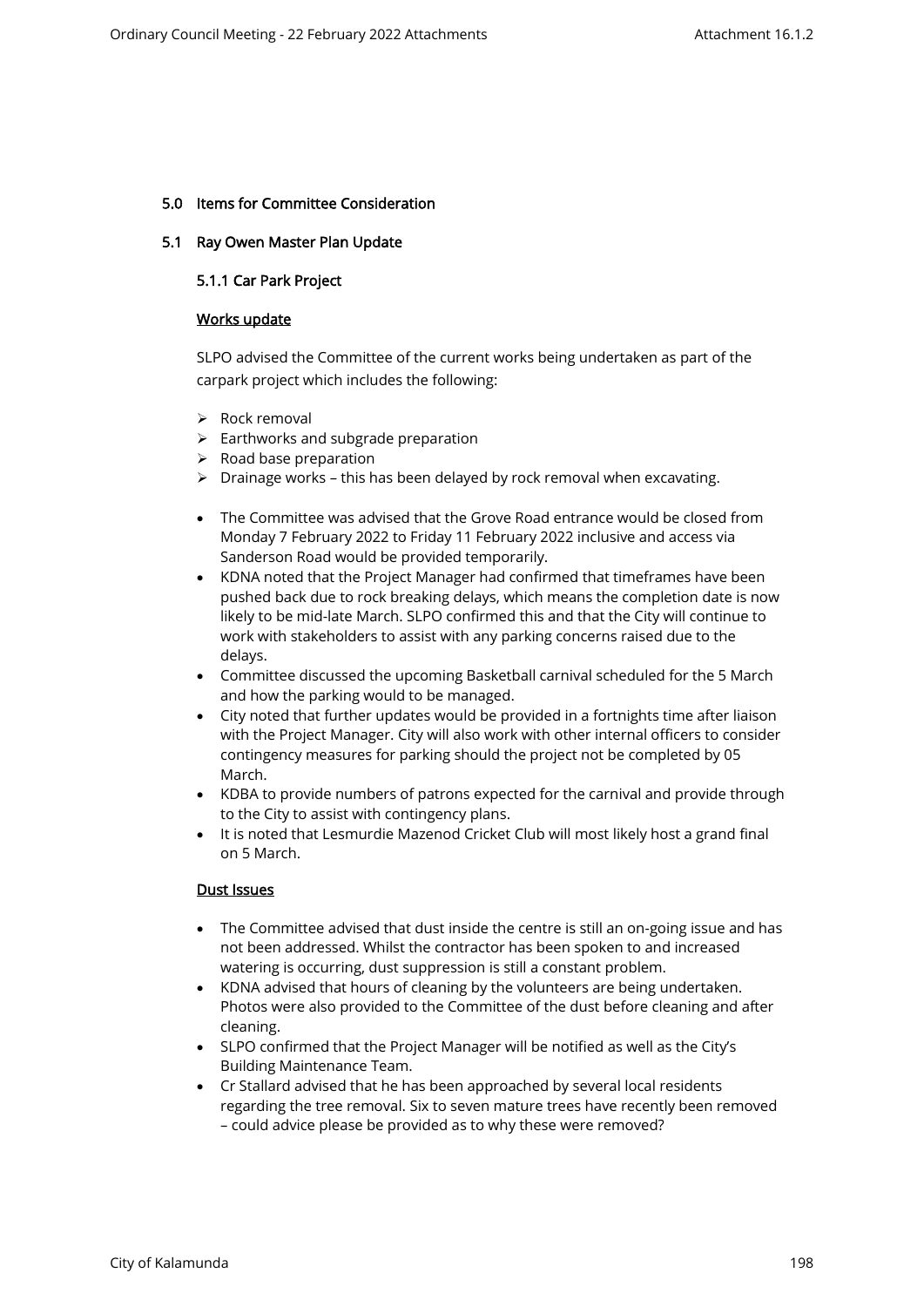## 5.0 Items for Committee Consideration

## 5.1 Ray Owen Master Plan Update

### 5.1.1 Car Park Project

**Works update**

SLPO advised the Committee of the current works being undertaken as part of the carpark project which includes the following:

- Rock removal
- Earthworks and subgrade preparation
- Road base preparation
- Drainage works – this has been delayed by rock removal when excavating.

- The Committee was advised that the Grove Road entrance would be closed from Monday 7 February 2022 to Friday 11 February 2022 inclusive and access via Sanderson Road would be provided temporarily.
- KDNA noted that the Project Manager had confirmed that timeframes have been pushed back due to rock breaking delays, which means the completion date is now likely to be mid-late March. SLPO confirmed this and that the City will continue to work with stakeholders to assist with any parking concerns raised due to the delays.
- Committee discussed the upcoming Basketball carnival scheduled for the 5 March and how the parking would to be managed.
- City noted that further updates would be provided in a fortnights time after liaison with the Project Manager. City will also work with other internal officers to consider contingency measures for parking should the project not be completed by 05 March.
- KDBA to provide numbers of patrons expected for the carnival and provide through to the City to assist with contingency plans.
- It is noted that Lesmurdie Mazenod Cricket Club will most likely host a grand final on 5 March.

**Dust Issues**

- The Committee advised that dust inside the centre is still an on-going issue and has not been addressed. Whilst the contractor has been spoken to and increased watering is occurring, dust suppression is still a constant problem.
- KDNA advised that hours of cleaning by the volunteers are being undertaken. Photos were also provided to the Committee of the dust before cleaning and after cleaning.
- SLPO confirmed that the Project Manager will be notified as well as the City's Building Maintenance Team.
- Cr Stallard advised that he has been approached by several local residents regarding the tree removal. Six to seven mature trees have recently been removed – could advice please be provided as to why these were removed?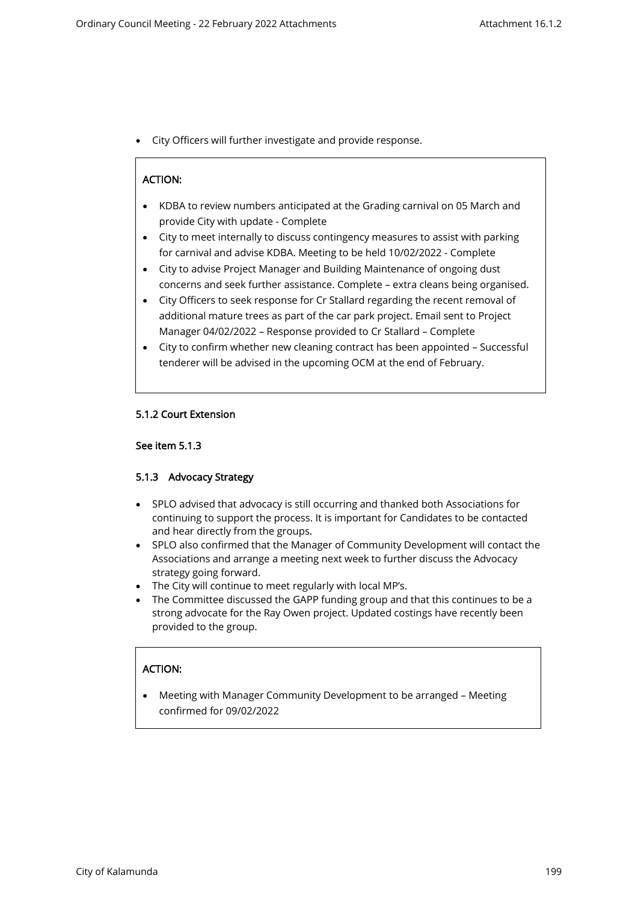- City Officers will further investigate and provide response.

**ACTION:**

- KDBA to review numbers anticipated at the Grading carnival on 05 March and provide City with update - Complete
- City to meet internally to discuss contingency measures to assist with parking for carnival and advise KDBA. Meeting to be held 10/02/2022 - Complete
- City to advise Project Manager and Building Maintenance of ongoing dust concerns and seek further assistance. Complete – extra cleans being organised.
- City Officers to seek response for Cr Stallard regarding the recent removal of additional mature trees as part of the car park project. Email sent to Project Manager 04/02/2022 – Response provided to Cr Stallard – Complete
- City to confirm whether new cleaning contract has been appointed – Successful tenderer will be advised in the upcoming OCM at the end of February.

#### 5.1.2 Court Extension

**See item 5.1.3**

#### 5.1.3 Advocacy Strategy

- SPLO advised that advocacy is still occurring and thanked both Associations for continuing to support the process. It is important for Candidates to be contacted and hear directly from the groups.
- SPLO also confirmed that the Manager of Community Development will contact the Associations and arrange a meeting next week to further discuss the Advocacy strategy going forward.
- The City will continue to meet regularly with local MP's.
- The Committee discussed the GAPP funding group and that this continues to be a strong advocate for the Ray Owen project. Updated costings have recently been provided to the group.

**ACTION:**

- Meeting with Manager Community Development to be arranged – Meeting confirmed for 09/02/2022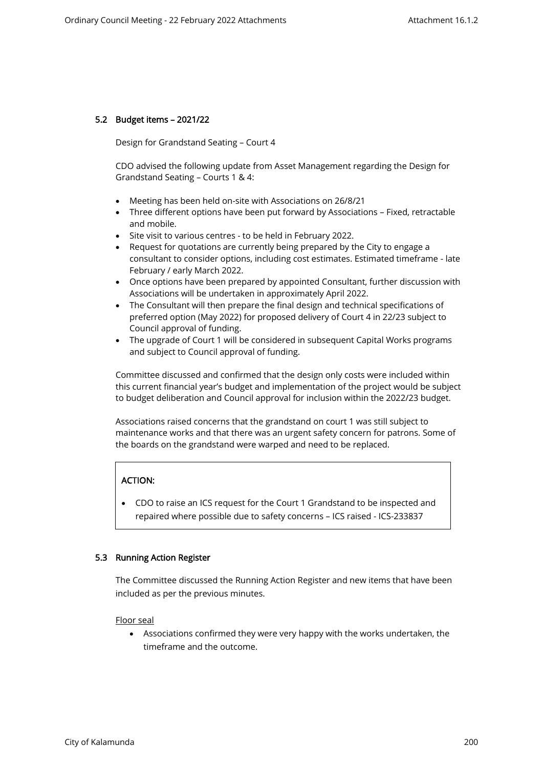### 5.2 Budget items – 2021/22

Design for Grandstand Seating – Court 4

CDO advised the following update from Asset Management regarding the Design for Grandstand Seating – Courts 1 & 4:

- Meeting has been held on-site with Associations on 26/8/21
- Three different options have been put forward by Associations – Fixed, retractable and mobile.
- Site visit to various centres - to be held in February 2022.
- Request for quotations are currently being prepared by the City to engage a consultant to consider options, including cost estimates. Estimated timeframe - late February / early March 2022.
- Once options have been prepared by appointed Consultant, further discussion with Associations will be undertaken in approximately April 2022.
- The Consultant will then prepare the final design and technical specifications of preferred option (May 2022) for proposed delivery of Court 4 in 22/23 subject to Council approval of funding.
- The upgrade of Court 1 will be considered in subsequent Capital Works programs and subject to Council approval of funding.

Committee discussed and confirmed that the design only costs were included within this current financial year's budget and implementation of the project would be subject to budget deliberation and Council approval for inclusion within the 2022/23 budget.

Associations raised concerns that the grandstand on court 1 was still subject to maintenance works and that there was an urgent safety concern for patrons. Some of the boards on the grandstand were warped and need to be replaced.

**ACTION:**

- CDO to raise an ICS request for the Court 1 Grandstand to be inspected and repaired where possible due to safety concerns – ICS raised - ICS-233837

### 5.3 Running Action Register

The Committee discussed the Running Action Register and new items that have been included as per the previous minutes.

Floor seal

- Associations confirmed they were very happy with the works undertaken, the timeframe and the outcome.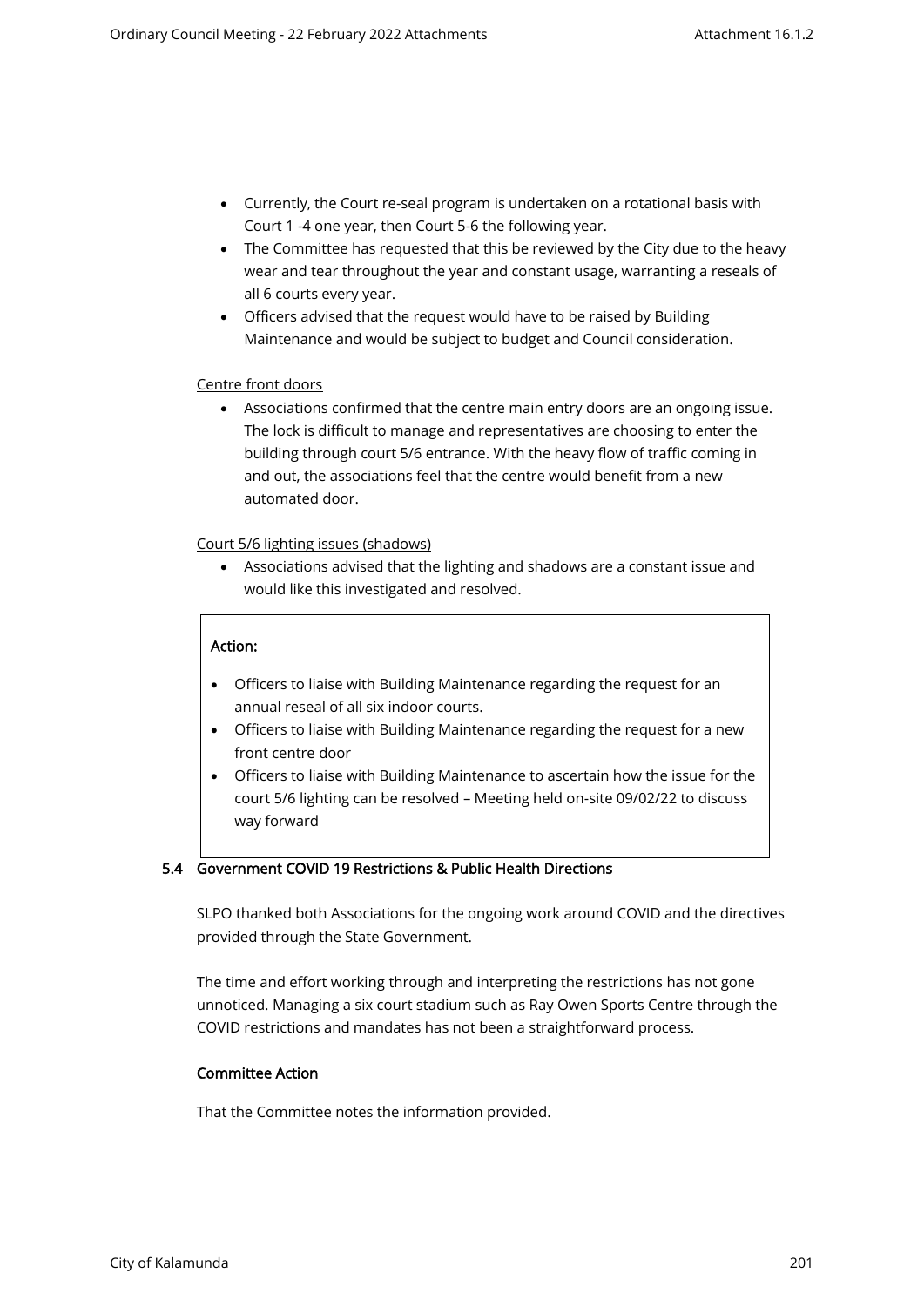- Currently, the Court re-seal program is undertaken on a rotational basis with Court 1 -4 one year, then Court 5-6 the following year.
- The Committee has requested that this be reviewed by the City due to the heavy wear and tear throughout the year and constant usage, warranting a reseals of all 6 courts every year.
- Officers advised that the request would have to be raised by Building Maintenance and would be subject to budget and Council consideration.

Centre front doors

- Associations confirmed that the centre main entry doors are an ongoing issue. The lock is difficult to manage and representatives are choosing to enter the building through court 5/6 entrance. With the heavy flow of traffic coming in and out, the associations feel that the centre would benefit from a new automated door.

Court 5/6 lighting issues (shadows)

- Associations advised that the lighting and shadows are a constant issue and would like this investigated and resolved.

**Action:**

- Officers to liaise with Building Maintenance regarding the request for an annual reseal of all six indoor courts.
- Officers to liaise with Building Maintenance regarding the request for a new front centre door
- Officers to liaise with Building Maintenance to ascertain how the issue for the court 5/6 lighting can be resolved – Meeting held on-site 09/02/22 to discuss way forward

### 5.4 Government COVID 19 Restrictions & Public Health Directions

SLPO thanked both Associations for the ongoing work around COVID and the directives provided through the State Government.

The time and effort working through and interpreting the restrictions has not gone unnoticed. Managing a six court stadium such as Ray Owen Sports Centre through the COVID restrictions and mandates has not been a straightforward process.

**Committee Action**

That the Committee notes the information provided.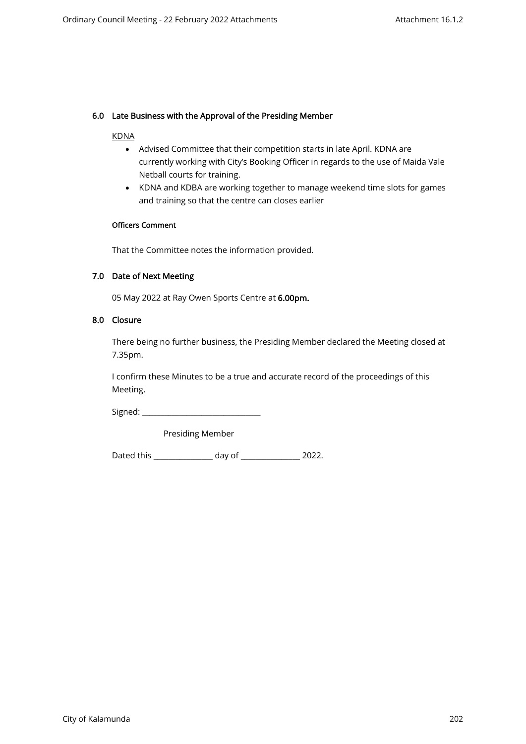## 6.0 Late Business with the Approval of the Presiding Member

KDNA

- Advised Committee that their competition starts in late April. KDNA are currently working with City's Booking Officer in regards to the use of Maida Vale Netball courts for training.
- KDNA and KDBA are working together to manage weekend time slots for games and training so that the centre can closes earlier

#### Officers Comment

That the Committee notes the information provided.

## 7.0 Date of Next Meeting

05 May 2022 at Ray Owen Sports Centre at **6.00pm.**

## 8.0 Closure

There being no further business, the Presiding Member declared the Meeting closed at 7.35pm.

I confirm these Minutes to be a true and accurate record of the proceedings of this Meeting.

Signed: _______________________________

Presiding Member

Dated this _______________ day of _______________ 2022.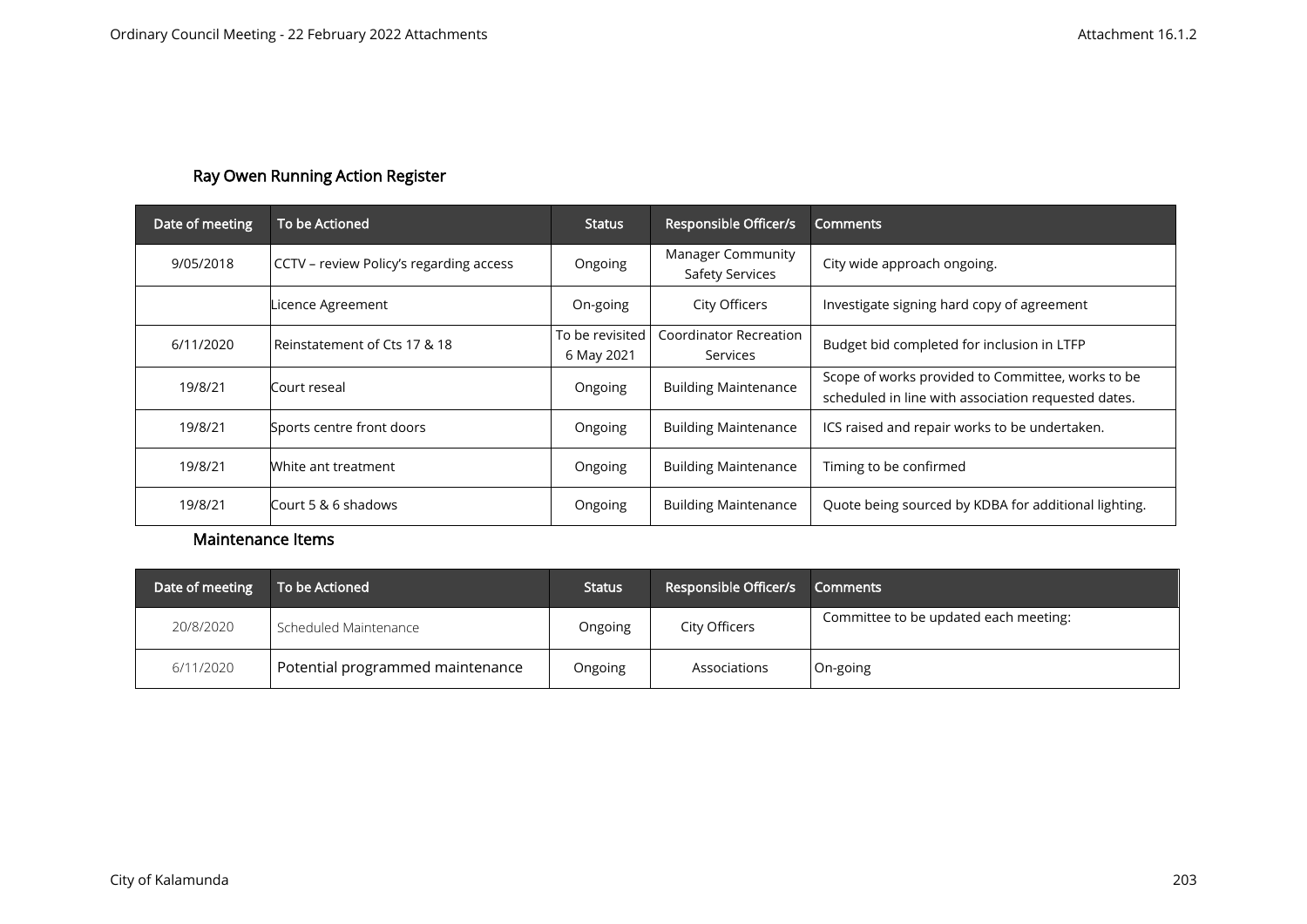## Ray Owen Running Action Register

| Date of meeting | To be Actioned | Status | Responsible Officer/s | Comments |
| --- | --- | --- | --- | --- |
| 9/05/2018 | CCTV – review Policy's regarding access | Ongoing | Manager Community Safety Services | City wide approach ongoing. |
| | Licence Agreement | On-going | City Officers | Investigate signing hard copy of agreement |
| 6/11/2020 | Reinstatement of Cts 17 & 18 | To be revisited 6 May 2021 | Coordinator Recreation Services | Budget bid completed for inclusion in LTFP |
| 19/8/21 | Court reseal | Ongoing | Building Maintenance | Scope of works provided to Committee, works to be scheduled in line with association requested dates. |
| 19/8/21 | Sports centre front doors | Ongoing | Building Maintenance | ICS raised and repair works to be undertaken. |
| 19/8/21 | White ant treatment | Ongoing | Building Maintenance | Timing to be confirmed |
| 19/8/21 | Court 5 & 6 shadows | Ongoing | Building Maintenance | Quote being sourced by KDBA for additional lighting. |

## Maintenance Items

| Date of meeting | To be Actioned | Status | Responsible Officer/s | Comments |
| --- | --- | --- | --- | --- |
| 20/8/2020 | Scheduled Maintenance | Ongoing | City Officers | Committee to be updated each meeting: |
| 6/11/2020 | Potential programmed maintenance | Ongoing | Associations | On-going |